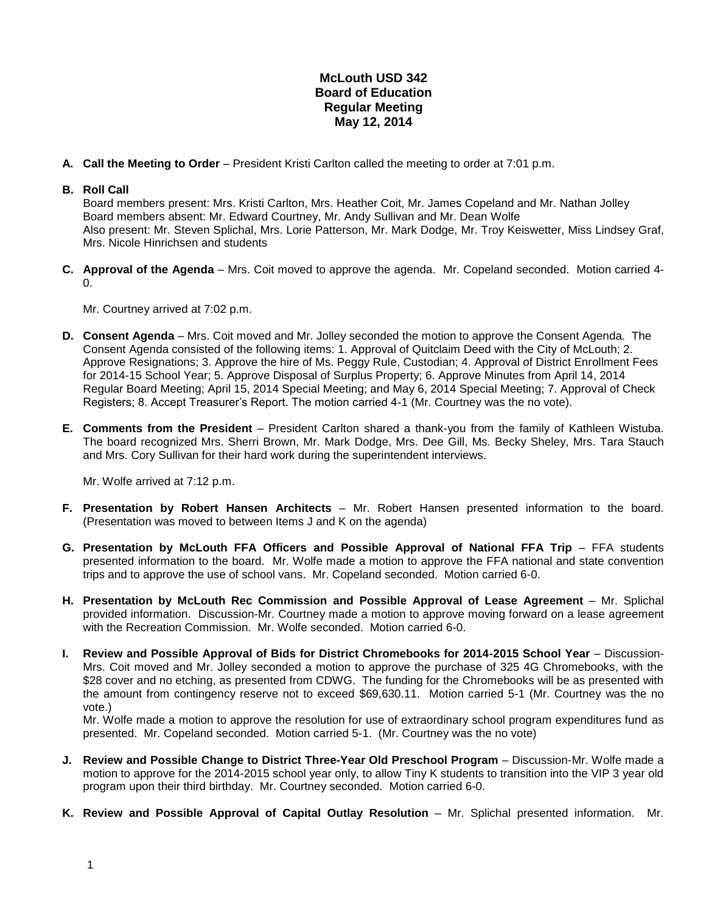# McLouth USD 342
## Board of Education
## Regular Meeting
## May 12, 2014

**A. Call the Meeting to Order** – President Kristi Carlton called the meeting to order at 7:01 p.m.

**B. Roll Call**
Board members present: Mrs. Kristi Carlton, Mrs. Heather Coit, Mr. James Copeland and Mr. Nathan Jolley
Board members absent: Mr. Edward Courtney, Mr. Andy Sullivan and Mr. Dean Wolfe
Also present: Mr. Steven Splichal, Mrs. Lorie Patterson, Mr. Mark Dodge, Mr. Troy Keiswetter, Miss Lindsey Graf, Mrs. Nicole Hinrichsen and students

**C. Approval of the Agenda** – Mrs. Coit moved to approve the agenda. Mr. Copeland seconded. Motion carried 4-0.

Mr. Courtney arrived at 7:02 p.m.

**D. Consent Agenda** – Mrs. Coit moved and Mr. Jolley seconded the motion to approve the Consent Agenda. The Consent Agenda consisted of the following items: 1. Approval of Quitclaim Deed with the City of McLouth; 2. Approve Resignations; 3. Approve the hire of Ms. Peggy Rule, Custodian; 4. Approval of District Enrollment Fees for 2014-15 School Year; 5. Approve Disposal of Surplus Property; 6. Approve Minutes from April 14, 2014 Regular Board Meeting; April 15, 2014 Special Meeting; and May 6, 2014 Special Meeting; 7. Approval of Check Registers; 8. Accept Treasurer's Report. The motion carried 4-1 (Mr. Courtney was the no vote).

**E. Comments from the President** – President Carlton shared a thank-you from the family of Kathleen Wistuba. The board recognized Mrs. Sherri Brown, Mr. Mark Dodge, Mrs. Dee Gill, Ms. Becky Sheley, Mrs. Tara Stauch and Mrs. Cory Sullivan for their hard work during the superintendent interviews.

Mr. Wolfe arrived at 7:12 p.m.

**F. Presentation by Robert Hansen Architects** – Mr. Robert Hansen presented information to the board. (Presentation was moved to between Items J and K on the agenda)

**G. Presentation by McLouth FFA Officers and Possible Approval of National FFA Trip** – FFA students presented information to the board. Mr. Wolfe made a motion to approve the FFA national and state convention trips and to approve the use of school vans. Mr. Copeland seconded. Motion carried 6-0.

**H. Presentation by McLouth Rec Commission and Possible Approval of Lease Agreement** – Mr. Splichal provided information. Discussion-Mr. Courtney made a motion to approve moving forward on a lease agreement with the Recreation Commission. Mr. Wolfe seconded. Motion carried 6-0.

**I. Review and Possible Approval of Bids for District Chromebooks for 2014-2015 School Year** – Discussion-Mrs. Coit moved and Mr. Jolley seconded a motion to approve the purchase of 325 4G Chromebooks, with the $28 cover and no etching, as presented from CDWG. The funding for the Chromebooks will be as presented with the amount from contingency reserve not to exceed $69,630.11. Motion carried 5-1 (Mr. Courtney was the no vote.)
Mr. Wolfe made a motion to approve the resolution for use of extraordinary school program expenditures fund as presented. Mr. Copeland seconded. Motion carried 5-1. (Mr. Courtney was the no vote)

**J. Review and Possible Change to District Three-Year Old Preschool Program** – Discussion-Mr. Wolfe made a motion to approve for the 2014-2015 school year only, to allow Tiny K students to transition into the VIP 3 year old program upon their third birthday. Mr. Courtney seconded. Motion carried 6-0.

**K. Review and Possible Approval of Capital Outlay Resolution** – Mr. Splichal presented information. Mr.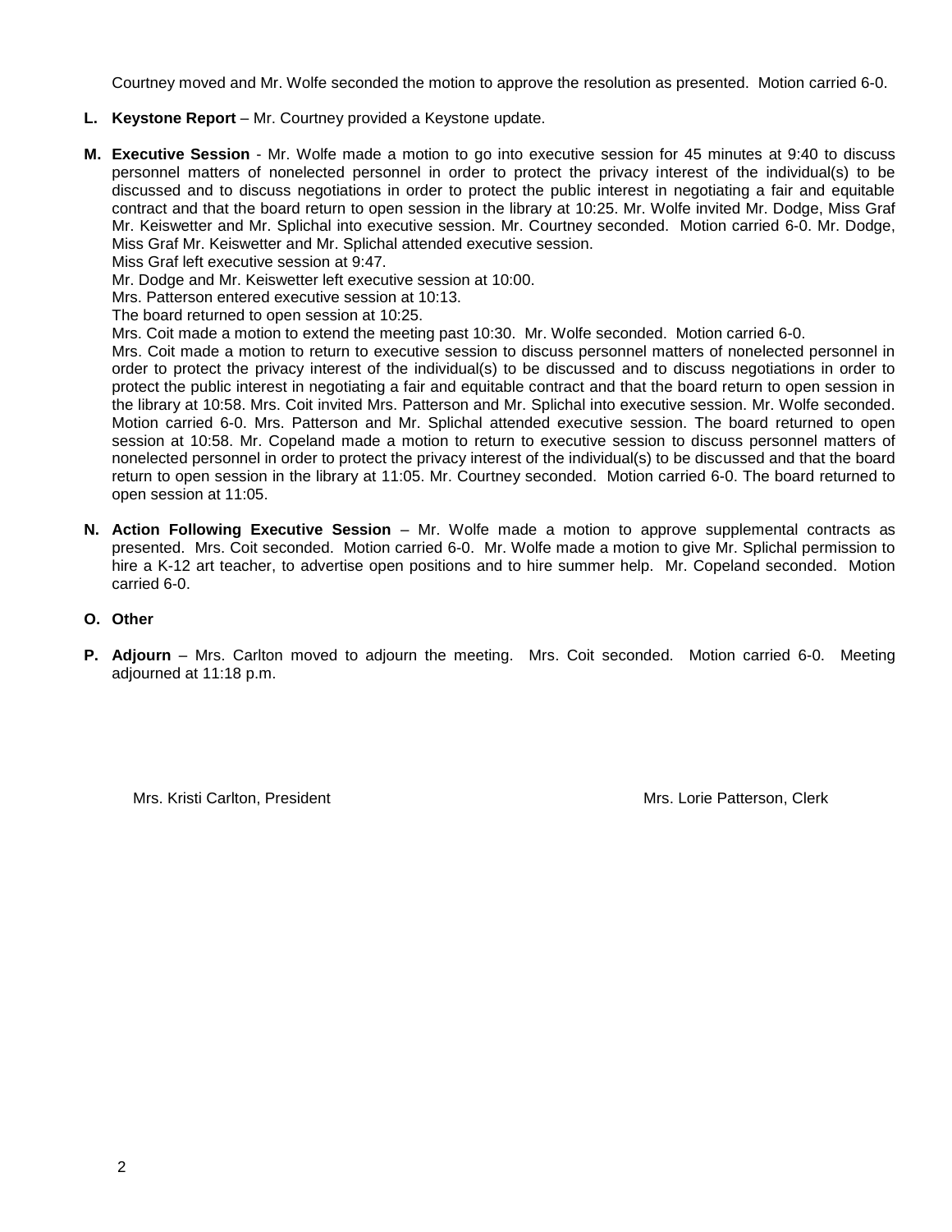Courtney moved and Mr. Wolfe seconded the motion to approve the resolution as presented. Motion carried 6-0.

**L. Keystone Report** – Mr. Courtney provided a Keystone update.

**M. Executive Session** - Mr. Wolfe made a motion to go into executive session for 45 minutes at 9:40 to discuss personnel matters of nonelected personnel in order to protect the privacy interest of the individual(s) to be discussed and to discuss negotiations in order to protect the public interest in negotiating a fair and equitable contract and that the board return to open session in the library at 10:25. Mr. Wolfe invited Mr. Dodge, Miss Graf Mr. Keiswetter and Mr. Splichal into executive session. Mr. Courtney seconded. Motion carried 6-0. Mr. Dodge, Miss Graf Mr. Keiswetter and Mr. Splichal attended executive session.
Miss Graf left executive session at 9:47.
Mr. Dodge and Mr. Keiswetter left executive session at 10:00.
Mrs. Patterson entered executive session at 10:13.
The board returned to open session at 10:25.
Mrs. Coit made a motion to extend the meeting past 10:30. Mr. Wolfe seconded. Motion carried 6-0.
Mrs. Coit made a motion to return to executive session to discuss personnel matters of nonelected personnel in order to protect the privacy interest of the individual(s) to be discussed and to discuss negotiations in order to protect the public interest in negotiating a fair and equitable contract and that the board return to open session in the library at 10:58. Mrs. Coit invited Mrs. Patterson and Mr. Splichal into executive session. Mr. Wolfe seconded. Motion carried 6-0. Mrs. Patterson and Mr. Splichal attended executive session. The board returned to open session at 10:58. Mr. Copeland made a motion to return to executive session to discuss personnel matters of nonelected personnel in order to protect the privacy interest of the individual(s) to be discussed and that the board return to open session in the library at 11:05. Mr. Courtney seconded. Motion carried 6-0. The board returned to open session at 11:05.

**N. Action Following Executive Session** – Mr. Wolfe made a motion to approve supplemental contracts as presented. Mrs. Coit seconded. Motion carried 6-0. Mr. Wolfe made a motion to give Mr. Splichal permission to hire a K-12 art teacher, to advertise open positions and to hire summer help. Mr. Copeland seconded. Motion carried 6-0.

**O. Other**

**P. Adjourn** – Mrs. Carlton moved to adjourn the meeting. Mrs. Coit seconded. Motion carried 6-0. Meeting adjourned at 11:18 p.m.

Mrs. Kristi Carlton, President

Mrs. Lorie Patterson, Clerk